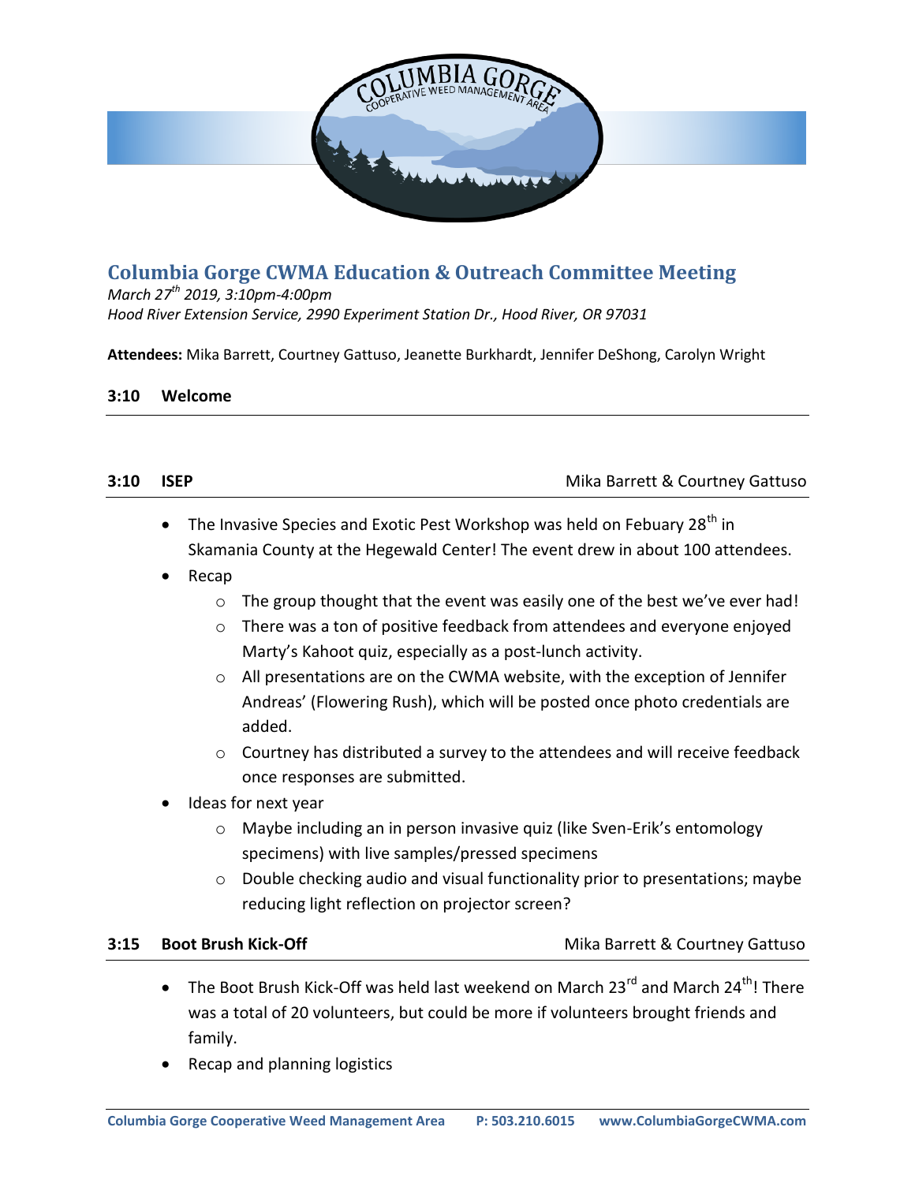# Columbia Gorge CWMA Education & Outreach Committee Meeting

*March 27th 2019, 3:10pm-4:00pm*
*Hood River Extension Service, 2990 Experiment Station Dr., Hood River, OR 97031*

**Attendees:** Mika Barrett, Courtney Gattuso, Jeanette Burkhardt, Jennifer DeShong, Carolyn Wright

**3:10 Welcome**

---

**3:10 ISEP** — Mika Barrett & Courtney Gattuso

- The Invasive Species and Exotic Pest Workshop was held on Febuary 28th in Skamania County at the Hegewald Center! The event drew in about 100 attendees.
- Recap
  - The group thought that the event was easily one of the best we've ever had!
  - There was a ton of positive feedback from attendees and everyone enjoyed Marty's Kahoot quiz, especially as a post-lunch activity.
  - All presentations are on the CWMA website, with the exception of Jennifer Andreas' (Flowering Rush), which will be posted once photo credentials are added.
  - Courtney has distributed a survey to the attendees and will receive feedback once responses are submitted.
- Ideas for next year
  - Maybe including an in person invasive quiz (like Sven-Erik's entomology specimens) with live samples/pressed specimens
  - Double checking audio and visual functionality prior to presentations; maybe reducing light reflection on projector screen?

**3:15 Boot Brush Kick-Off** — Mika Barrett & Courtney Gattuso

- The Boot Brush Kick-Off was held last weekend on March 23rd and March 24th! There was a total of 20 volunteers, but could be more if volunteers brought friends and family.
- Recap and planning logistics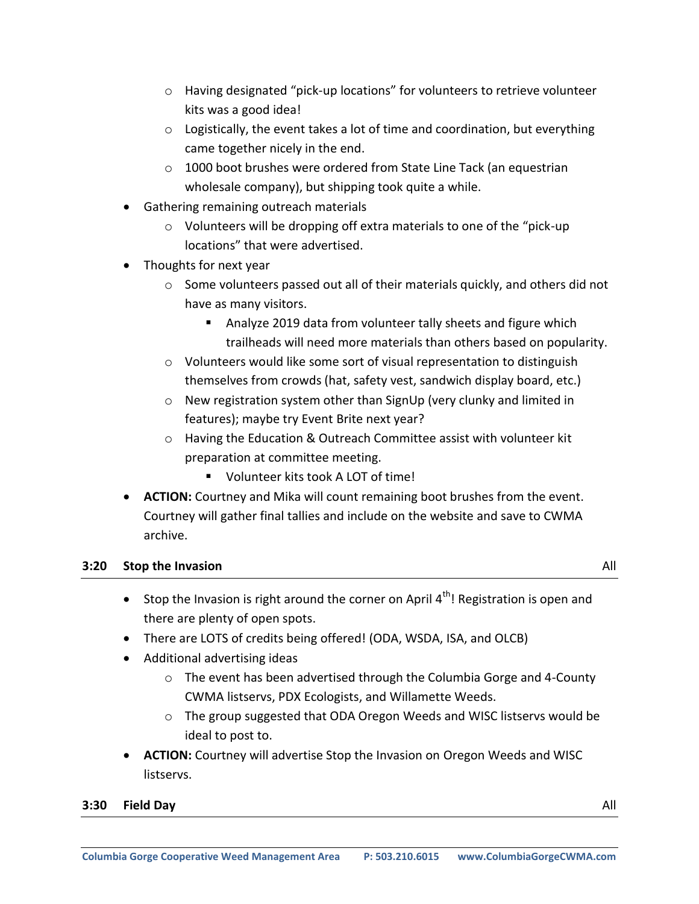- Having designated "pick-up locations" for volunteers to retrieve volunteer kits was a good idea!
    - Logistically, the event takes a lot of time and coordination, but everything came together nicely in the end.
    - 1000 boot brushes were ordered from State Line Tack (an equestrian wholesale company), but shipping took quite a while.
- Gathering remaining outreach materials
    - Volunteers will be dropping off extra materials to one of the "pick-up locations" that were advertised.
- Thoughts for next year
    - Some volunteers passed out all of their materials quickly, and others did not have as many visitors.
        - Analyze 2019 data from volunteer tally sheets and figure which trailheads will need more materials than others based on popularity.
    - Volunteers would like some sort of visual representation to distinguish themselves from crowds (hat, safety vest, sandwich display board, etc.)
    - New registration system other than SignUp (very clunky and limited in features); maybe try Event Brite next year?
    - Having the Education & Outreach Committee assist with volunteer kit preparation at committee meeting.
        - Volunteer kits took A LOT of time!
- **ACTION:** Courtney and Mika will count remaining boot brushes from the event. Courtney will gather final tallies and include on the website and save to CWMA archive.

## 3:20 Stop the Invasion — All

- Stop the Invasion is right around the corner on April 4th! Registration is open and there are plenty of open spots.
- There are LOTS of credits being offered! (ODA, WSDA, ISA, and OLCB)
- Additional advertising ideas
    - The event has been advertised through the Columbia Gorge and 4-County CWMA listservs, PDX Ecologists, and Willamette Weeds.
    - The group suggested that ODA Oregon Weeds and WISC listservs would be ideal to post to.
- **ACTION:** Courtney will advertise Stop the Invasion on Oregon Weeds and WISC listservs.

## 3:30 Field Day — All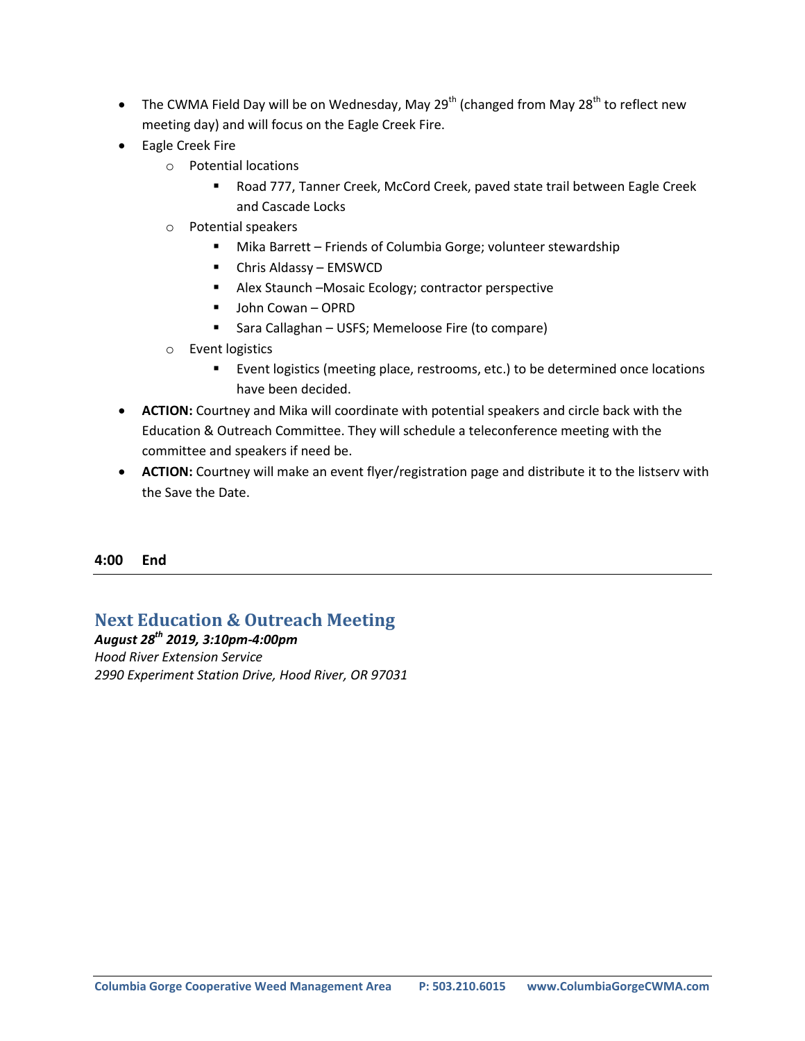- The CWMA Field Day will be on Wednesday, May 29th (changed from May 28th to reflect new meeting day) and will focus on the Eagle Creek Fire.
- Eagle Creek Fire
  - Potential locations
    - Road 777, Tanner Creek, McCord Creek, paved state trail between Eagle Creek and Cascade Locks
  - Potential speakers
    - Mika Barrett – Friends of Columbia Gorge; volunteer stewardship
    - Chris Aldassy – EMSWCD
    - Alex Staunch –Mosaic Ecology; contractor perspective
    - John Cowan – OPRD
    - Sara Callaghan – USFS; Memeloose Fire (to compare)
  - Event logistics
    - Event logistics (meeting place, restrooms, etc.) to be determined once locations have been decided.
- **ACTION:** Courtney and Mika will coordinate with potential speakers and circle back with the Education & Outreach Committee. They will schedule a teleconference meeting with the committee and speakers if need be.
- **ACTION:** Courtney will make an event flyer/registration page and distribute it to the listserv with the Save the Date.

**4:00 End**

---

## Next Education & Outreach Meeting

***August 28th 2019, 3:10pm-4:00pm***
*Hood River Extension Service*
*2990 Experiment Station Drive, Hood River, OR 97031*